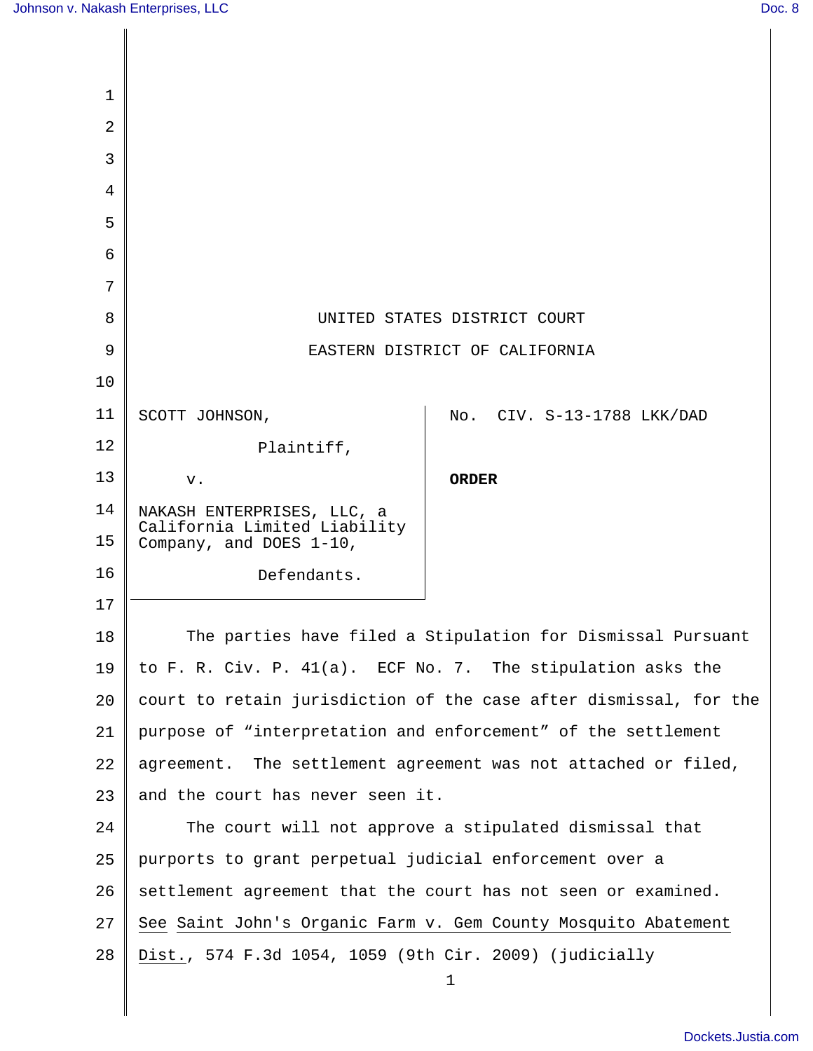UNITED STATES DISTRICT COURT

EASTERN DISTRICT OF CALIFORNIA

SCOTT JOHNSON,

Plaintiff,

v.

NAKASH ENTERPRISES, LLC, a California Limited Liability Company, and DOES 1-10,

Defendants.

No. CIV. S-13-1788 LKK/DAD

**ORDER**

The parties have filed a Stipulation for Dismissal Pursuant to F. R. Civ. P. 41(a). ECF No. 7. The stipulation asks the court to retain jurisdiction of the case after dismissal, for the purpose of "interpretation and enforcement" of the settlement agreement. The settlement agreement was not attached or filed, and the court has never seen it.

The court will not approve a stipulated dismissal that purports to grant perpetual judicial enforcement over a settlement agreement that the court has not seen or examined. See Saint John's Organic Farm v. Gem County Mosquito Abatement Dist., 574 F.3d 1054, 1059 (9th Cir. 2009) (judicially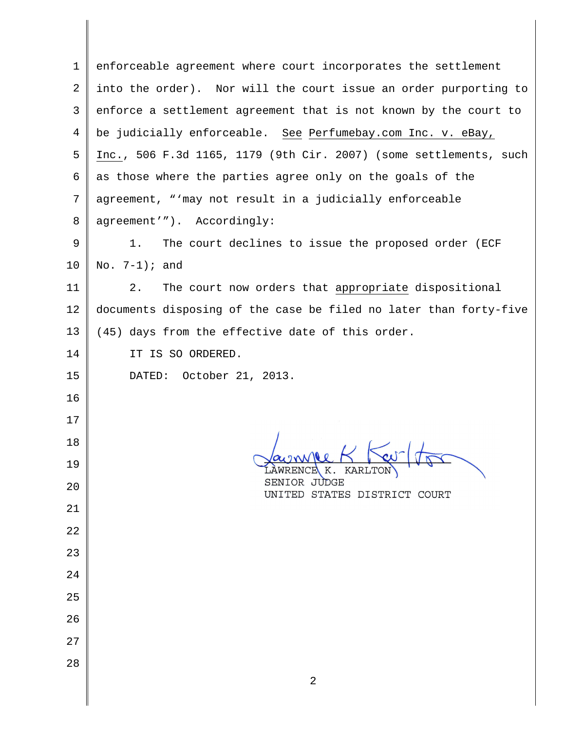enforceable agreement where court incorporates the settlement into the order). Nor will the court issue an order purporting to enforce a settlement agreement that is not known by the court to be judicially enforceable. See Perfumebay.com Inc. v. eBay, Inc., 506 F.3d 1165, 1179 (9th Cir. 2007) (some settlements, such as those where the parties agree only on the goals of the agreement, "'may not result in a judicially enforceable agreement'"). Accordingly:

1. The court declines to issue the proposed order (ECF No. 7-1); and

2. The court now orders that appropriate dispositional documents disposing of the case be filed no later than forty-five (45) days from the effective date of this order.

IT IS SO ORDERED.

DATED: October 21, 2013.

LAWRENCE K. KARLTON
SENIOR JUDGE
UNITED STATES DISTRICT COURT